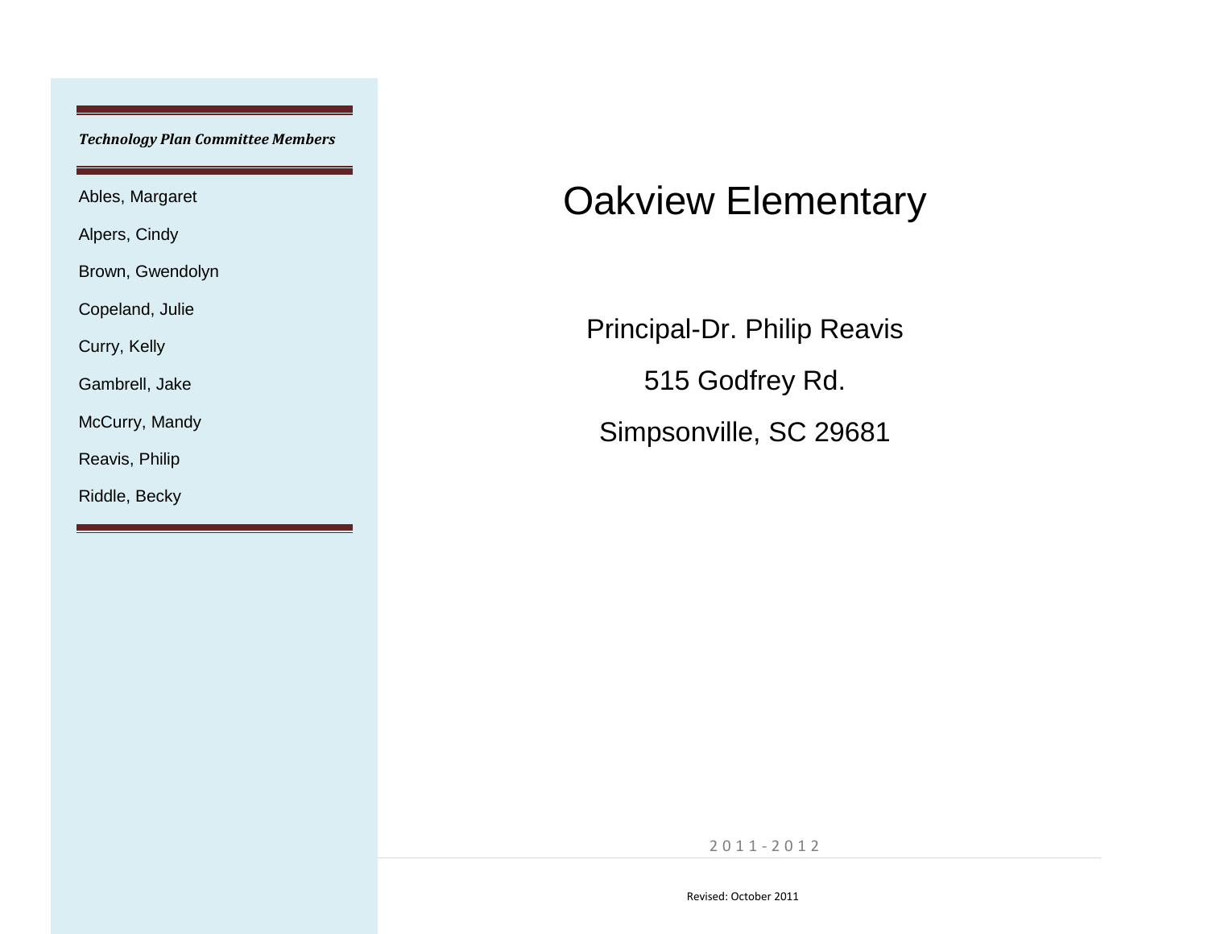# Oakview Elementary

Principal-Dr. Philip Reavis

515 Godfrey Rd.

Simpsonville, SC 29681

2011-2012

Revised: October 2011

***Technology Plan Committee Members***

Ables, Margaret

Alpers, Cindy

Brown, Gwendolyn

Copeland, Julie

Curry, Kelly

Gambrell, Jake

McCurry, Mandy

Reavis, Philip

Riddle, Becky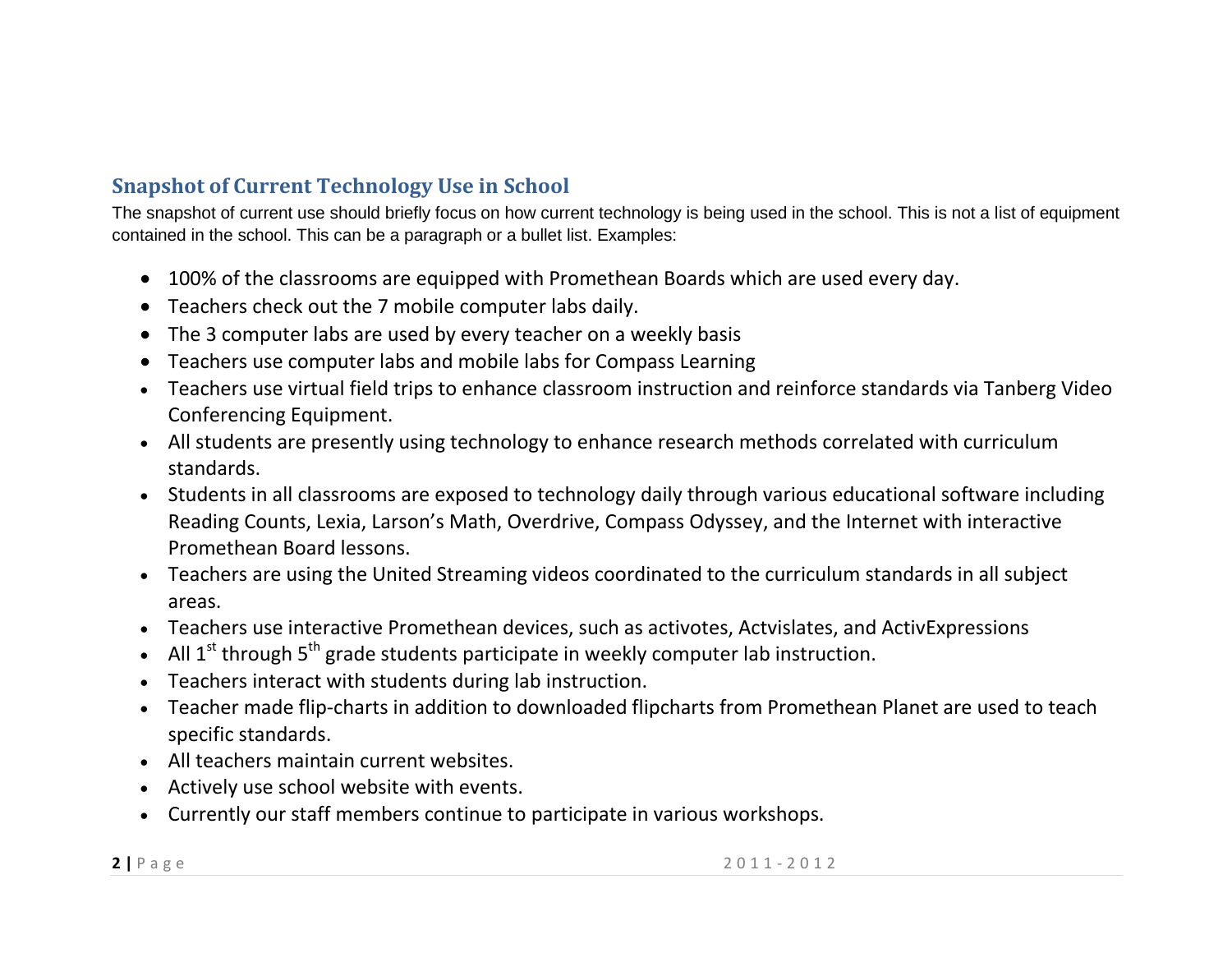## Snapshot of Current Technology Use in School

The snapshot of current use should briefly focus on how current technology is being used in the school. This is not a list of equipment contained in the school. This can be a paragraph or a bullet list. Examples:

- 100% of the classrooms are equipped with Promethean Boards which are used every day.
- Teachers check out the 7 mobile computer labs daily.
- The 3 computer labs are used by every teacher on a weekly basis
- Teachers use computer labs and mobile labs for Compass Learning
- Teachers use virtual field trips to enhance classroom instruction and reinforce standards via Tanberg Video Conferencing Equipment.
- All students are presently using technology to enhance research methods correlated with curriculum standards.
- Students in all classrooms are exposed to technology daily through various educational software including Reading Counts, Lexia, Larson's Math, Overdrive, Compass Odyssey, and the Internet with interactive Promethean Board lessons.
- Teachers are using the United Streaming videos coordinated to the curriculum standards in all subject areas.
- Teachers use interactive Promethean devices, such as activotes, Actvislates, and ActivExpressions
- All 1st through 5th grade students participate in weekly computer lab instruction.
- Teachers interact with students during lab instruction.
- Teacher made flip-charts in addition to downloaded flipcharts from Promethean Planet are used to teach specific standards.
- All teachers maintain current websites.
- Actively use school website with events.
- Currently our staff members continue to participate in various workshops.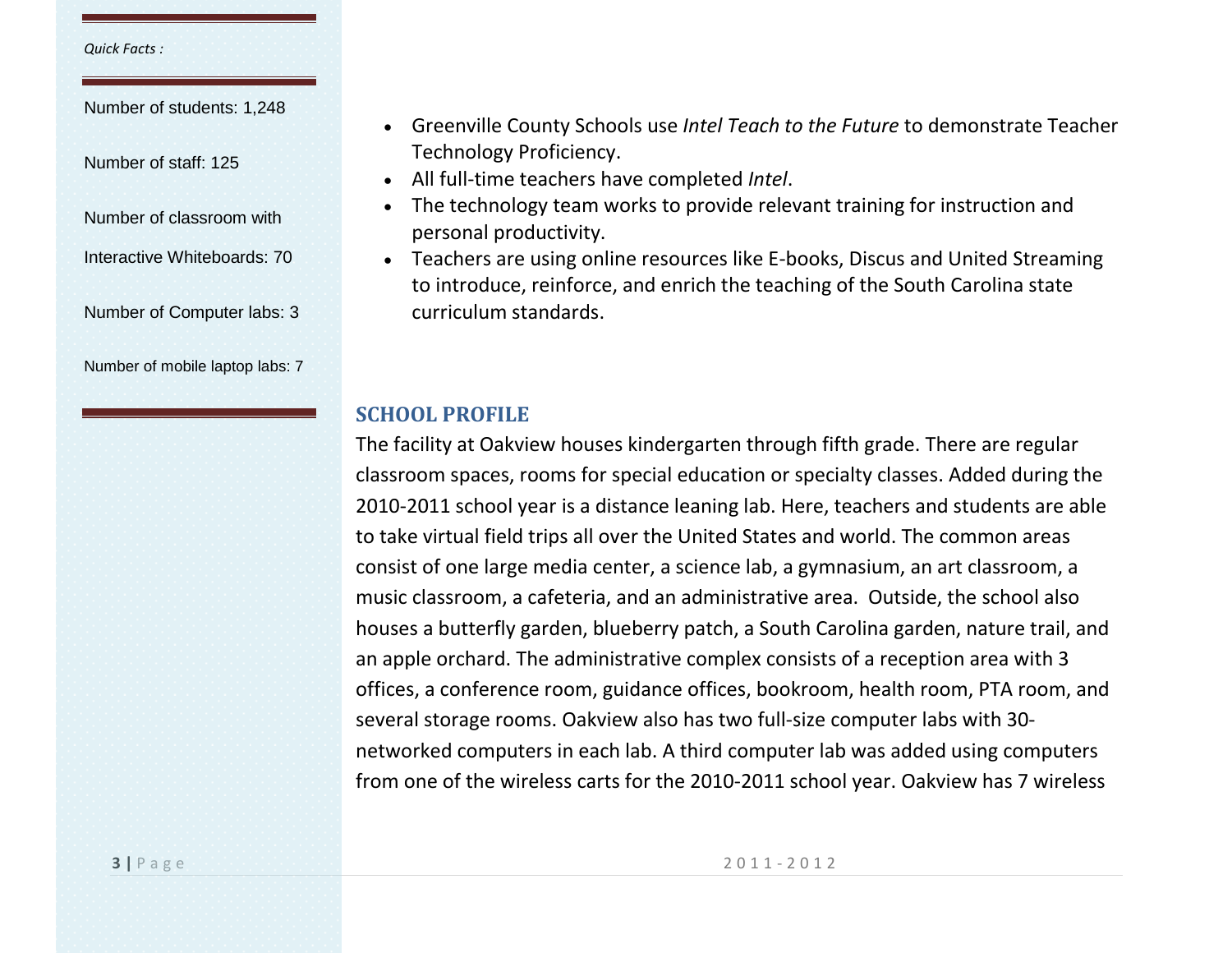*Quick Facts :*

Number of students: 1,248

Number of staff: 125

Number of classroom with Interactive Whiteboards: 70

Number of Computer labs: 3

Number of mobile laptop labs: 7

- Greenville County Schools use *Intel Teach to the Future* to demonstrate Teacher Technology Proficiency.
- All full-time teachers have completed *Intel*.
- The technology team works to provide relevant training for instruction and personal productivity.
- Teachers are using online resources like E-books, Discus and United Streaming to introduce, reinforce, and enrich the teaching of the South Carolina state curriculum standards.

## SCHOOL PROFILE

The facility at Oakview houses kindergarten through fifth grade. There are regular classroom spaces, rooms for special education or specialty classes. Added during the 2010-2011 school year is a distance leaning lab. Here, teachers and students are able to take virtual field trips all over the United States and world. The common areas consist of one large media center, a science lab, a gymnasium, an art classroom, a music classroom, a cafeteria, and an administrative area. Outside, the school also houses a butterfly garden, blueberry patch, a South Carolina garden, nature trail, and an apple orchard. The administrative complex consists of a reception area with 3 offices, a conference room, guidance offices, bookroom, health room, PTA room, and several storage rooms. Oakview also has two full-size computer labs with 30-networked computers in each lab. A third computer lab was added using computers from one of the wireless carts for the 2010-2011 school year. Oakview has 7 wireless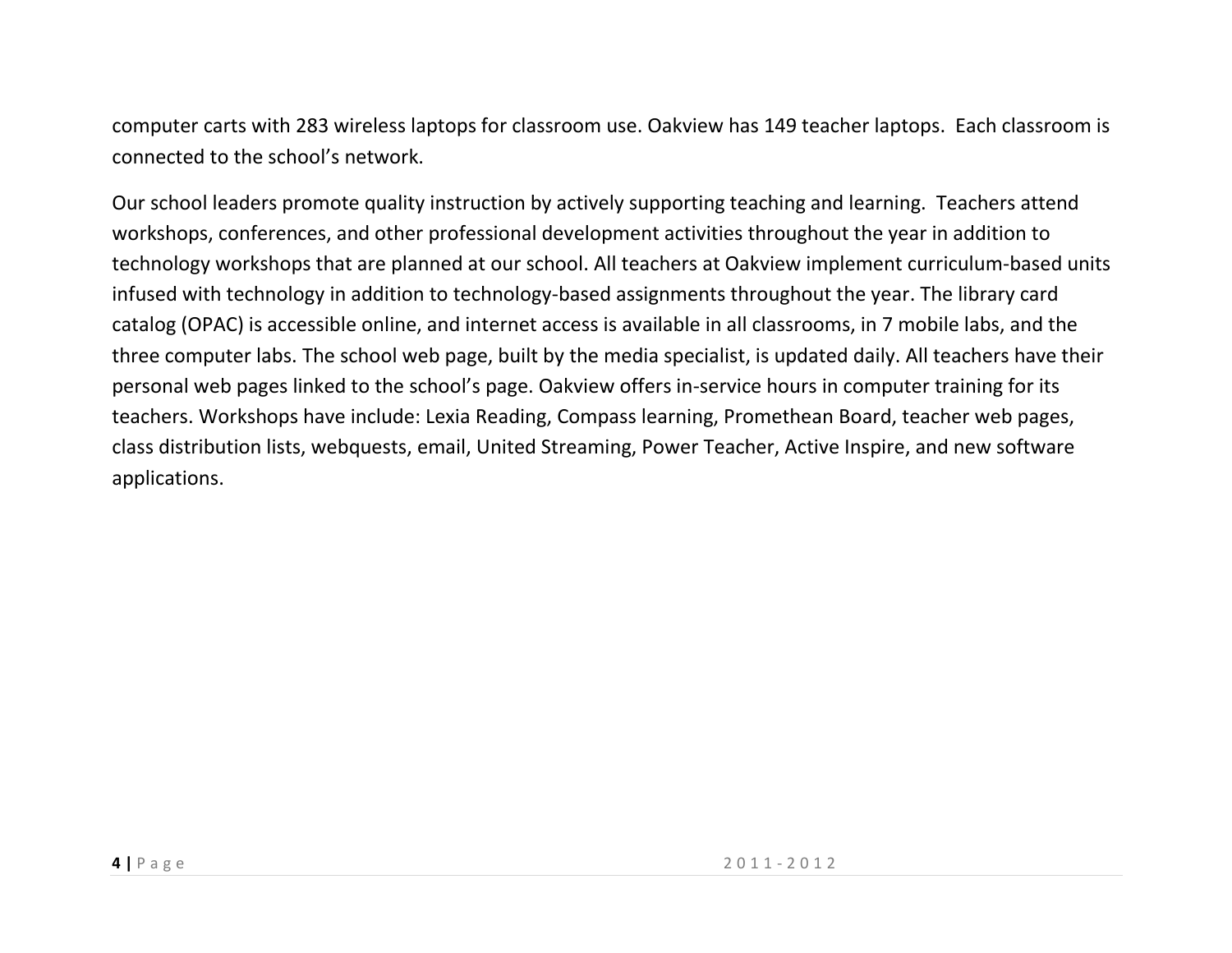computer carts with 283 wireless laptops for classroom use. Oakview has 149 teacher laptops.  Each classroom is connected to the school's network.

Our school leaders promote quality instruction by actively supporting teaching and learning.  Teachers attend workshops, conferences, and other professional development activities throughout the year in addition to technology workshops that are planned at our school. All teachers at Oakview implement curriculum-based units infused with technology in addition to technology-based assignments throughout the year. The library card catalog (OPAC) is accessible online, and internet access is available in all classrooms, in 7 mobile labs, and the three computer labs. The school web page, built by the media specialist, is updated daily. All teachers have their personal web pages linked to the school's page. Oakview offers in-service hours in computer training for its teachers. Workshops have include: Lexia Reading, Compass learning, Promethean Board, teacher web pages, class distribution lists, webquests, email, United Streaming, Power Teacher, Active Inspire, and new software applications.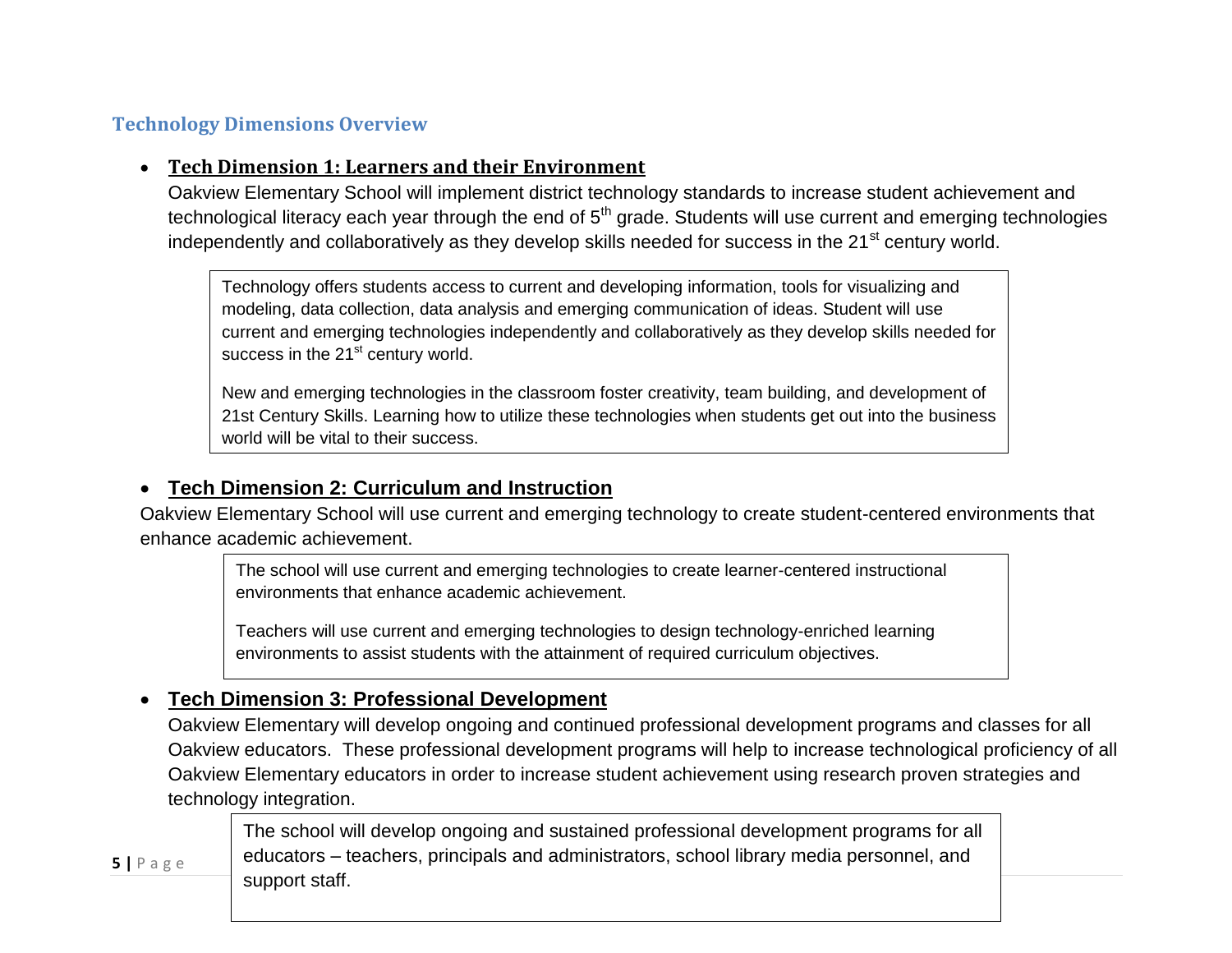## Technology Dimensions Overview

- **Tech Dimension 1: Learners and their Environment**

  Oakview Elementary School will implement district technology standards to increase student achievement and technological literacy each year through the end of 5th grade. Students will use current and emerging technologies independently and collaboratively as they develop skills needed for success in the 21st century world.

  > Technology offers students access to current and developing information, tools for visualizing and modeling, data collection, data analysis and emerging communication of ideas. Student will use current and emerging technologies independently and collaboratively as they develop skills needed for success in the 21st century world.
  >
  > New and emerging technologies in the classroom foster creativity, team building, and development of 21st Century Skills. Learning how to utilize these technologies when students get out into the business world will be vital to their success.

- **Tech Dimension 2: Curriculum and Instruction**

  Oakview Elementary School will use current and emerging technology to create student-centered environments that enhance academic achievement.

  > The school will use current and emerging technologies to create learner-centered instructional environments that enhance academic achievement.
  >
  > Teachers will use current and emerging technologies to design technology-enriched learning environments to assist students with the attainment of required curriculum objectives.

- **Tech Dimension 3: Professional Development**

  Oakview Elementary will develop ongoing and continued professional development programs and classes for all Oakview educators. These professional development programs will help to increase technological proficiency of all Oakview Elementary educators in order to increase student achievement using research proven strategies and technology integration.

  > The school will develop ongoing and sustained professional development programs for all educators – teachers, principals and administrators, school library media personnel, and support staff.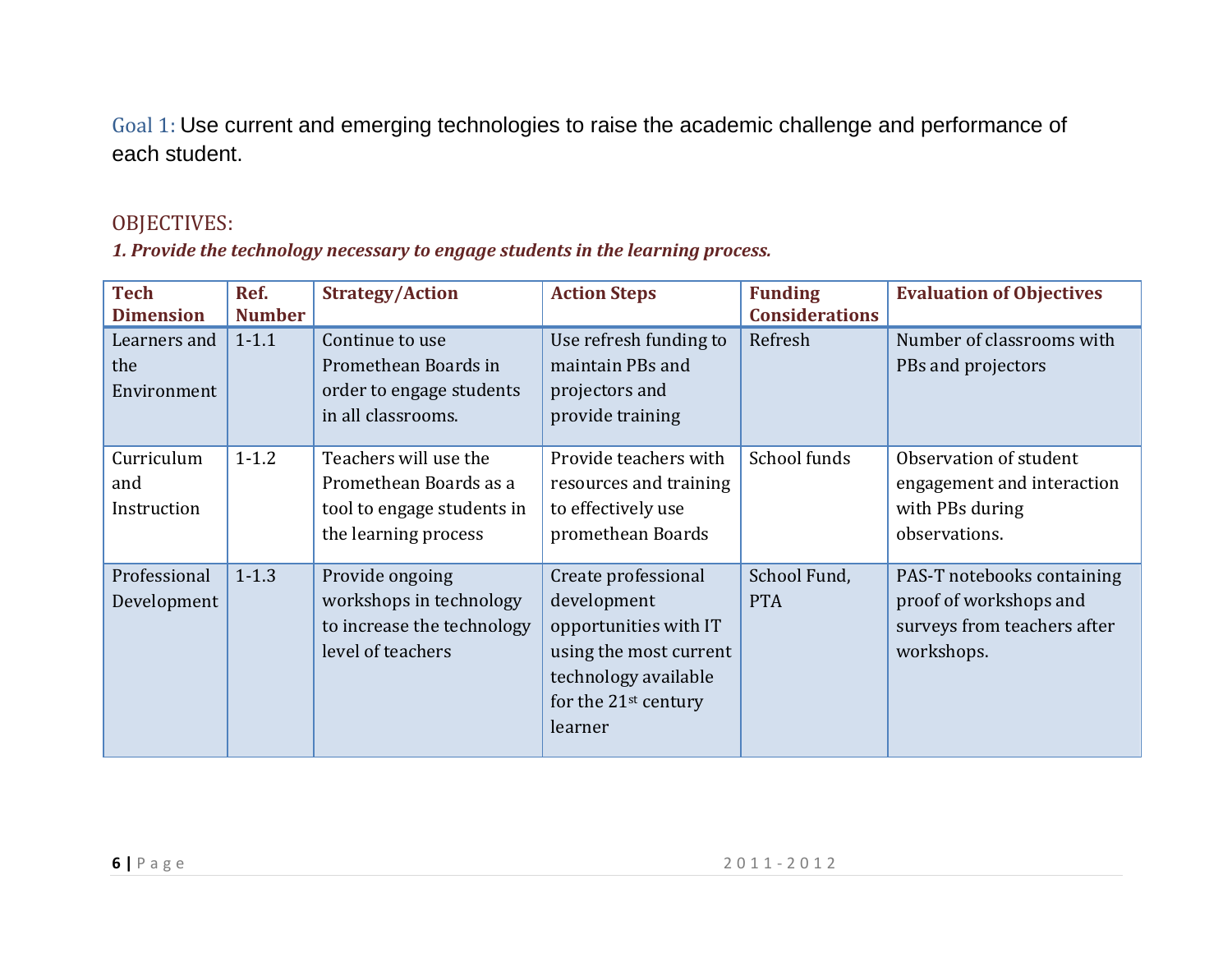Goal 1: Use current and emerging technologies to raise the academic challenge and performance of each student.

## OBJECTIVES:

***1. Provide the technology necessary to engage students in the learning process.***

| Tech Dimension | Ref. Number | Strategy/Action | Action Steps | Funding Considerations | Evaluation of Objectives |
|---|---|---|---|---|---|
| Learners and the Environment | 1-1.1 | Continue to use Promethean Boards in order to engage students in all classrooms. | Use refresh funding to maintain PBs and projectors and provide training | Refresh | Number of classrooms with PBs and projectors |
| Curriculum and Instruction | 1-1.2 | Teachers will use the Promethean Boards as a tool to engage students in the learning process | Provide teachers with resources and training to effectively use promethean Boards | School funds | Observation of student engagement and interaction with PBs during observations. |
| Professional Development | 1-1.3 | Provide ongoing workshops in technology to increase the technology level of teachers | Create professional development opportunities with IT using the most current technology available for the 21st century learner | School Fund, PTA | PAS-T notebooks containing proof of workshops and surveys from teachers after workshops. |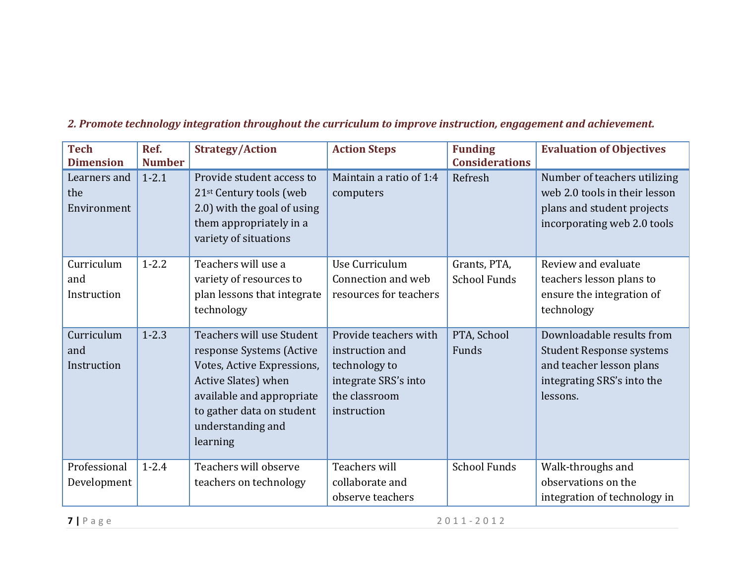*2. Promote technology integration throughout the curriculum to improve instruction, engagement and achievement.*

| Tech Dimension | Ref. Number | Strategy/Action | Action Steps | Funding Considerations | Evaluation of Objectives |
|---|---|---|---|---|---|
| Learners and the Environment | 1-2.1 | Provide student access to 21st Century tools (web 2.0) with the goal of using them appropriately in a variety of situations | Maintain a ratio of 1:4 computers | Refresh | Number of teachers utilizing web 2.0 tools in their lesson plans and student projects incorporating web 2.0 tools |
| Curriculum and Instruction | 1-2.2 | Teachers will use a variety of resources to plan lessons that integrate technology | Use Curriculum Connection and web resources for teachers | Grants, PTA, School Funds | Review and evaluate teachers lesson plans to ensure the integration of technology |
| Curriculum and Instruction | 1-2.3 | Teachers will use Student response Systems (Active Votes, Active Expressions, Active Slates) when available and appropriate to gather data on student understanding and learning | Provide teachers with instruction and technology to integrate SRS's into the classroom instruction | PTA, School Funds | Downloadable results from Student Response systems and teacher lesson plans integrating SRS's into the lessons. |
| Professional Development | 1-2.4 | Teachers will observe teachers on technology | Teachers will collaborate and observe teachers | School Funds | Walk-throughs and observations on the integration of technology in |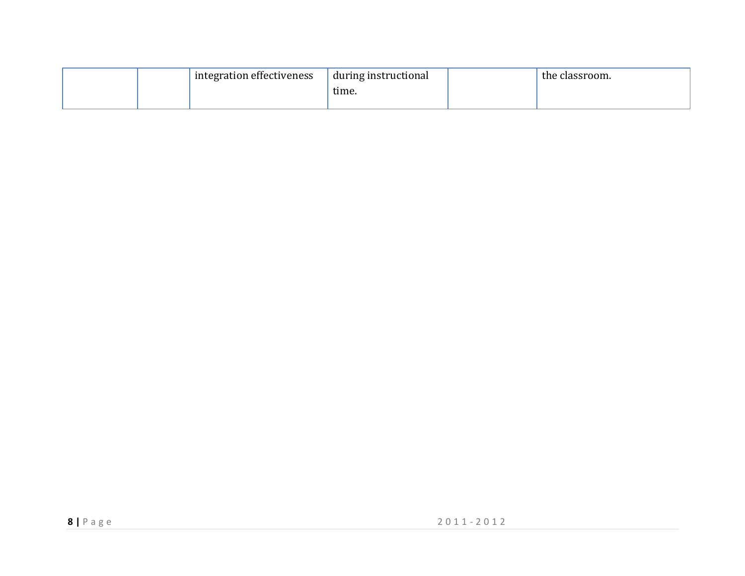| | | | | | |
|---|---|---|---|---|---|
| | | integration effectiveness | during instructional time. | | the classroom. |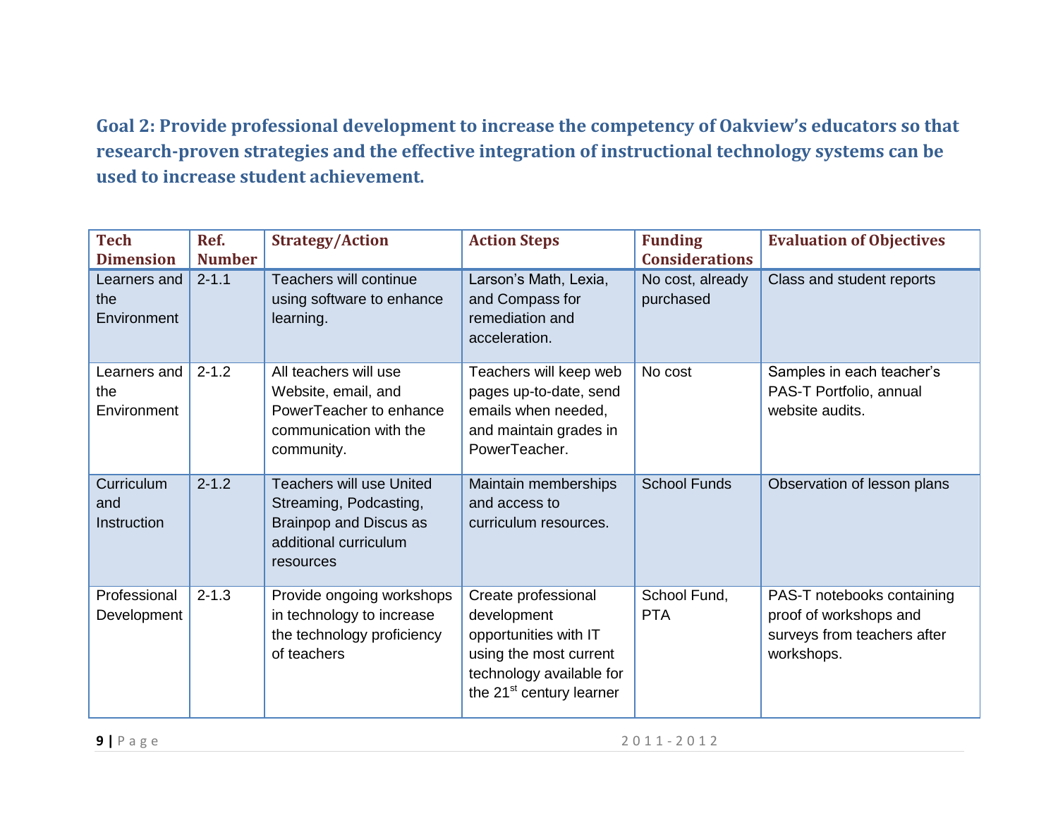## Goal 2: Provide professional development to increase the competency of Oakview's educators so that research-proven strategies and the effective integration of instructional technology systems can be used to increase student achievement.

| Tech Dimension | Ref. Number | Strategy/Action | Action Steps | Funding Considerations | Evaluation of Objectives |
|---|---|---|---|---|---|
| Learners and the Environment | 2-1.1 | Teachers will continue using software to enhance learning. | Larson's Math, Lexia, and Compass for remediation and acceleration. | No cost, already purchased | Class and student reports |
| Learners and the Environment | 2-1.2 | All teachers will use Website, email, and PowerTeacher to enhance communication with the community. | Teachers will keep web pages up-to-date, send emails when needed, and maintain grades in PowerTeacher. | No cost | Samples in each teacher's PAS-T Portfolio, annual website audits. |
| Curriculum and Instruction | 2-1.2 | Teachers will use United Streaming, Podcasting, Brainpop and Discus as additional curriculum resources | Maintain memberships and access to curriculum resources. | School Funds | Observation of lesson plans |
| Professional Development | 2-1.3 | Provide ongoing workshops in technology to increase the technology proficiency of teachers | Create professional development opportunities with IT using the most current technology available for the 21st century learner | School Fund, PTA | PAS-T notebooks containing proof of workshops and surveys from teachers after workshops. |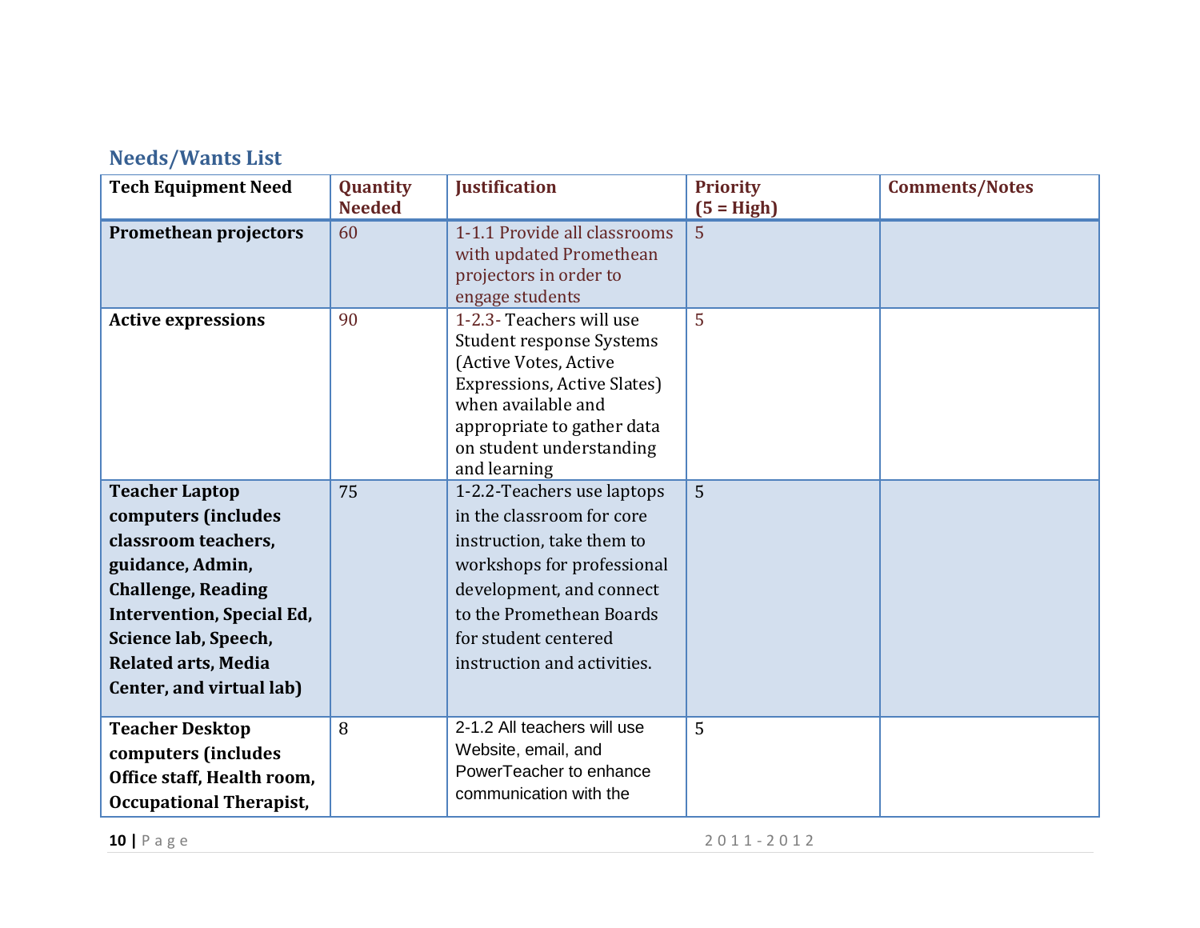## Needs/Wants List

| Tech Equipment Need | Quantity Needed | Justification | Priority (5 = High) | Comments/Notes |
|---|---|---|---|---|
| **Promethean projectors** | 60 | 1-1.1 Provide all classrooms with updated Promethean projectors in order to engage students | 5 | |
| **Active expressions** | 90 | 1-2.3- Teachers will use Student response Systems (Active Votes, Active Expressions, Active Slates) when available and appropriate to gather data on student understanding and learning | 5 | |
| **Teacher Laptop computers (includes classroom teachers, guidance, Admin, Challenge, Reading Intervention, Special Ed, Science lab, Speech, Related arts, Media Center, and virtual lab)** | 75 | 1-2.2-Teachers use laptops in the classroom for core instruction, take them to workshops for professional development, and connect to the Promethean Boards for student centered instruction and activities. | 5 | |
| **Teacher Desktop computers (includes Office staff, Health room, Occupational Therapist,** | 8 | 2-1.2 All teachers will use Website, email, and PowerTeacher to enhance communication with the | 5 | |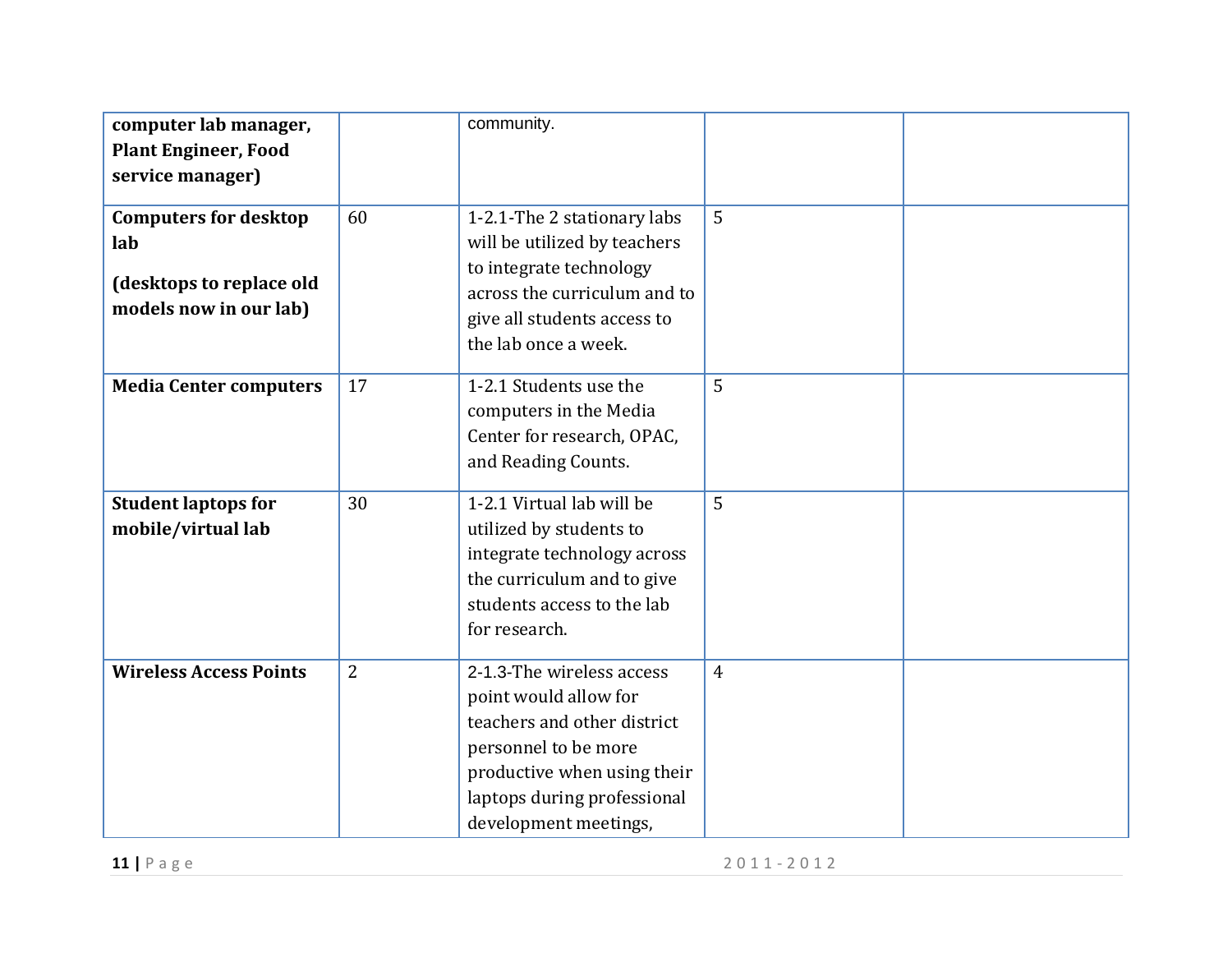| **computer lab manager, Plant Engineer, Food service manager)** | | community. | | |
|---|---|---|---|---|
| **Computers for desktop lab** <br> **(desktops to replace old models now in our lab)** | 60 | 1-2.1-The 2 stationary labs will be utilized by teachers to integrate technology across the curriculum and to give all students access to the lab once a week. | 5 | |
| **Media Center computers** | 17 | 1-2.1 Students use the computers in the Media Center for research, OPAC, and Reading Counts. | 5 | |
| **Student laptops for mobile/virtual lab** | 30 | 1-2.1 Virtual lab will be utilized by students to integrate technology across the curriculum and to give students access to the lab for research. | 5 | |
| **Wireless Access Points** | 2 | 2-1.3-The wireless access point would allow for teachers and other district personnel to be more productive when using their laptops during professional development meetings, | 4 | |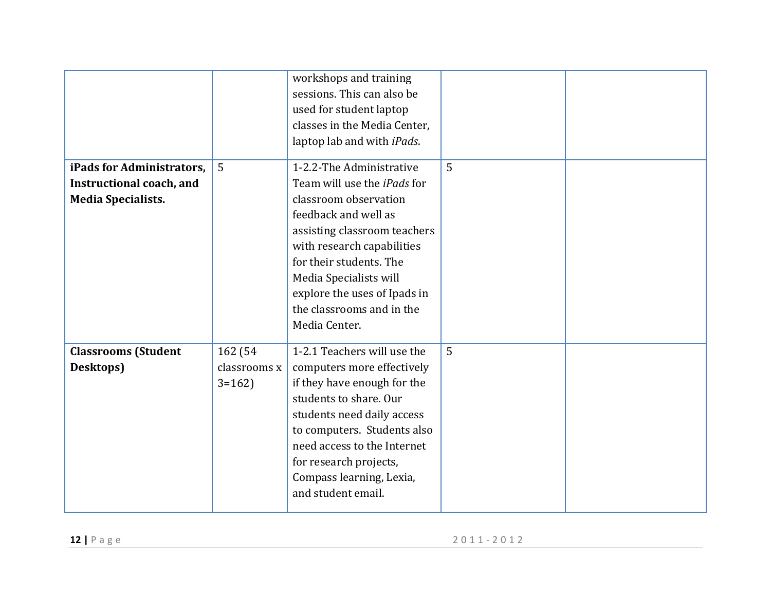| | | | | |
|---|---|---|---|---|
| | | workshops and training sessions. This can also be used for student laptop classes in the Media Center, laptop lab and with *iPads*. | | |
| **iPads for Administrators, Instructional coach, and Media Specialists.** | 5 | 1-2.2-The Administrative Team will use the *iPads* for classroom observation feedback and well as assisting classroom teachers with research capabilities for their students. The Media Specialists will explore the uses of Ipads in the classrooms and in the Media Center. | 5 | |
| **Classrooms (Student Desktops)** | 162 (54 classrooms x 3=162) | 1-2.1 Teachers will use the computers more effectively if they have enough for the students to share. Our students need daily access to computers. Students also need access to the Internet for research projects, Compass learning, Lexia, and student email. | 5 | |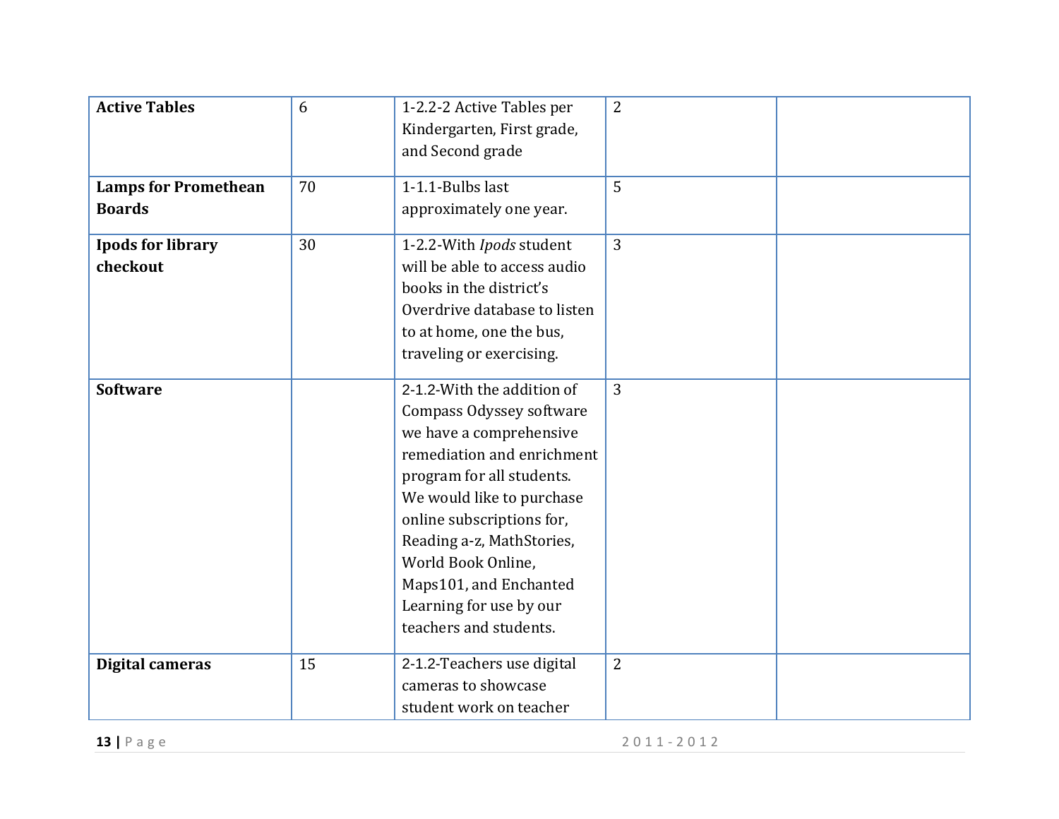| **Active Tables** | 6 | 1-2.2-2 Active Tables per Kindergarten, First grade, and Second grade | 2 | |
|---|---|---|---|---|
| **Lamps for Promethean Boards** | 70 | 1-1.1-Bulbs last approximately one year. | 5 | |
| **Ipods for library checkout** | 30 | 1-2.2-With *Ipods* student will be able to access audio books in the district's Overdrive database to listen to at home, one the bus, traveling or exercising. | 3 | |
| **Software** | | 2-1.2-With the addition of Compass Odyssey software we have a comprehensive remediation and enrichment program for all students. We would like to purchase online subscriptions for, Reading a-z, MathStories, World Book Online, Maps101, and Enchanted Learning for use by our teachers and students. | 3 | |
| **Digital cameras** | 15 | 2-1.2-Teachers use digital cameras to showcase student work on teacher | 2 | |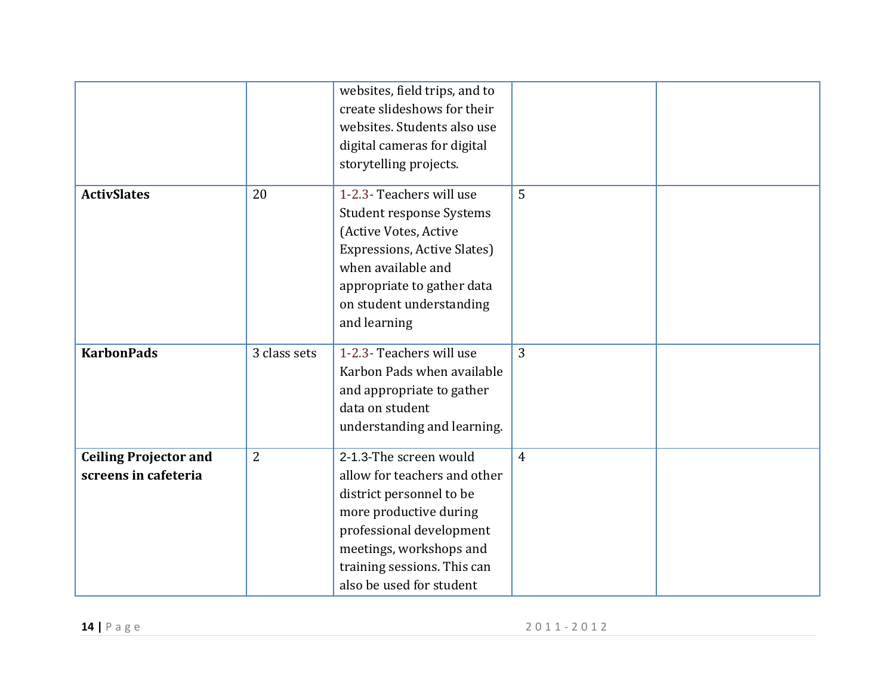| | | | | |
|---|---|---|---|---|
| | | websites, field trips, and to create slideshows for their websites. Students also use digital cameras for digital storytelling projects. | | |
| **ActivSlates** | 20 | 1-2.3- Teachers will use Student response Systems (Active Votes, Active Expressions, Active Slates) when available and appropriate to gather data on student understanding and learning | 5 | |
| **KarbonPads** | 3 class sets | 1-2.3- Teachers will use Karbon Pads when available and appropriate to gather data on student understanding and learning. | 3 | |
| **Ceiling Projector and screens in cafeteria** | 2 | 2-1.3-The screen would allow for teachers and other district personnel to be more productive during professional development meetings, workshops and training sessions. This can also be used for student | 4 | |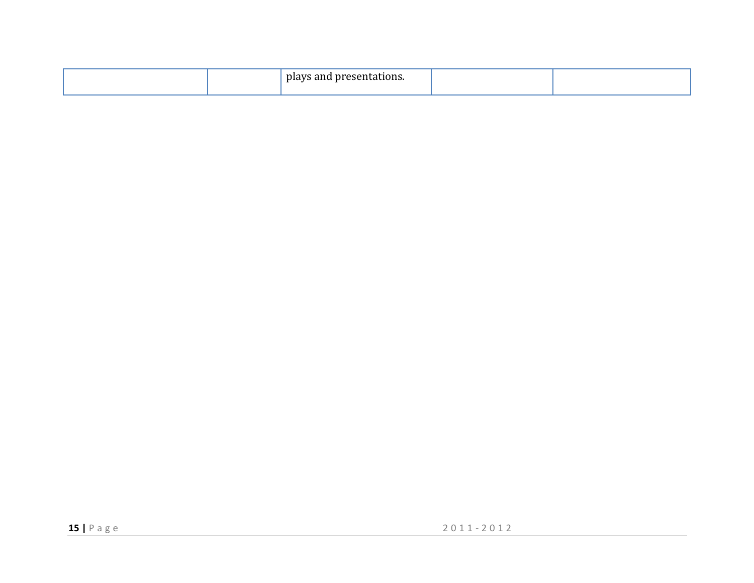| | | | | |
|---|---|---|---|---|
| | | plays and presentations. | | |